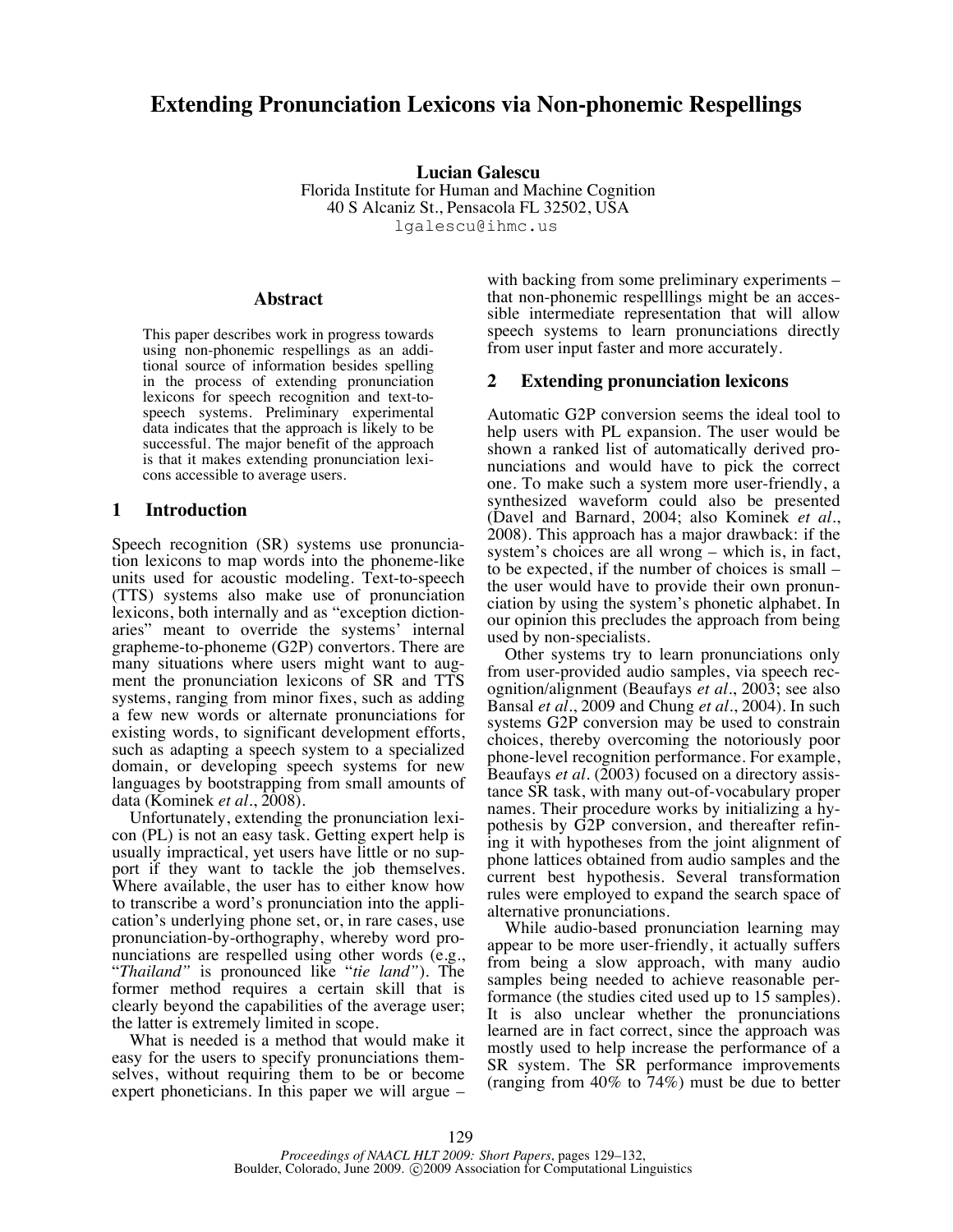# Extending Pronunciation Lexicons via Non-phonemic Respellings

**Lucian Galescu**
Florida Institute for Human and Machine Cognition
40 S Alcaniz St., Pensacola FL 32502, USA
lgalescu@ihmc.us

## Abstract

This paper describes work in progress towards using non-phonemic respellings as an additional source of information besides spelling in the process of extending pronunciation lexicons for speech recognition and text-to-speech systems. Preliminary experimental data indicates that the approach is likely to be successful. The major benefit of the approach is that it makes extending pronunciation lexicons accessible to average users.

## 1 Introduction

Speech recognition (SR) systems use pronunciation lexicons to map words into the phoneme-like units used for acoustic modeling. Text-to-speech (TTS) systems also make use of pronunciation lexicons, both internally and as "exception dictionaries" meant to override the systems' internal grapheme-to-phoneme (G2P) convertors. There are many situations where users might want to augment the pronunciation lexicons of SR and TTS systems, ranging from minor fixes, such as adding a few new words or alternate pronunciations for existing words, to significant development efforts, such as adapting a speech system to a specialized domain, or developing speech systems for new languages by bootstrapping from small amounts of data (Kominek *et al*., 2008).

Unfortunately, extending the pronunciation lexicon (PL) is not an easy task. Getting expert help is usually impractical, yet users have little or no support if they want to tackle the job themselves. Where available, the user has to either know how to transcribe a word's pronunciation into the application's underlying phone set, or, in rare cases, use pronunciation-by-orthography, whereby word pronunciations are respelled using other words (e.g., "*Thailand"* is pronounced like "*tie land"*). The former method requires a certain skill that is clearly beyond the capabilities of the average user; the latter is extremely limited in scope.

What is needed is a method that would make it easy for the users to specify pronunciations themselves, without requiring them to be or become expert phoneticians. In this paper we will argue – with backing from some preliminary experiments – that non-phonemic respelllings might be an accessible intermediate representation that will allow speech systems to learn pronunciations directly from user input faster and more accurately.

## 2 Extending pronunciation lexicons

Automatic G2P conversion seems the ideal tool to help users with PL expansion. The user would be shown a ranked list of automatically derived pronunciations and would have to pick the correct one. To make such a system more user-friendly, a synthesized waveform could also be presented (Davel and Barnard, 2004; also Kominek *et al*., 2008). This approach has a major drawback: if the system's choices are all wrong – which is, in fact, to be expected, if the number of choices is small – the user would have to provide their own pronunciation by using the system's phonetic alphabet. In our opinion this precludes the approach from being used by non-specialists.

Other systems try to learn pronunciations only from user-provided audio samples, via speech recognition/alignment (Beaufays *et al*., 2003; see also Bansal *et al*., 2009 and Chung *et al*., 2004). In such systems G2P conversion may be used to constrain choices, thereby overcoming the notoriously poor phone-level recognition performance. For example, Beaufays *et al*. (2003) focused on a directory assistance SR task, with many out-of-vocabulary proper names. Their procedure works by initializing a hypothesis by G2P conversion, and thereafter refining it with hypotheses from the joint alignment of phone lattices obtained from audio samples and the current best hypothesis. Several transformation rules were employed to expand the search space of alternative pronunciations.

While audio-based pronunciation learning may appear to be more user-friendly, it actually suffers from being a slow approach, with many audio samples being needed to achieve reasonable performance (the studies cited used up to 15 samples). It is also unclear whether the pronunciations learned are in fact correct, since the approach was mostly used to help increase the performance of a SR system. The SR performance improvements (ranging from 40% to 74%) must be due to better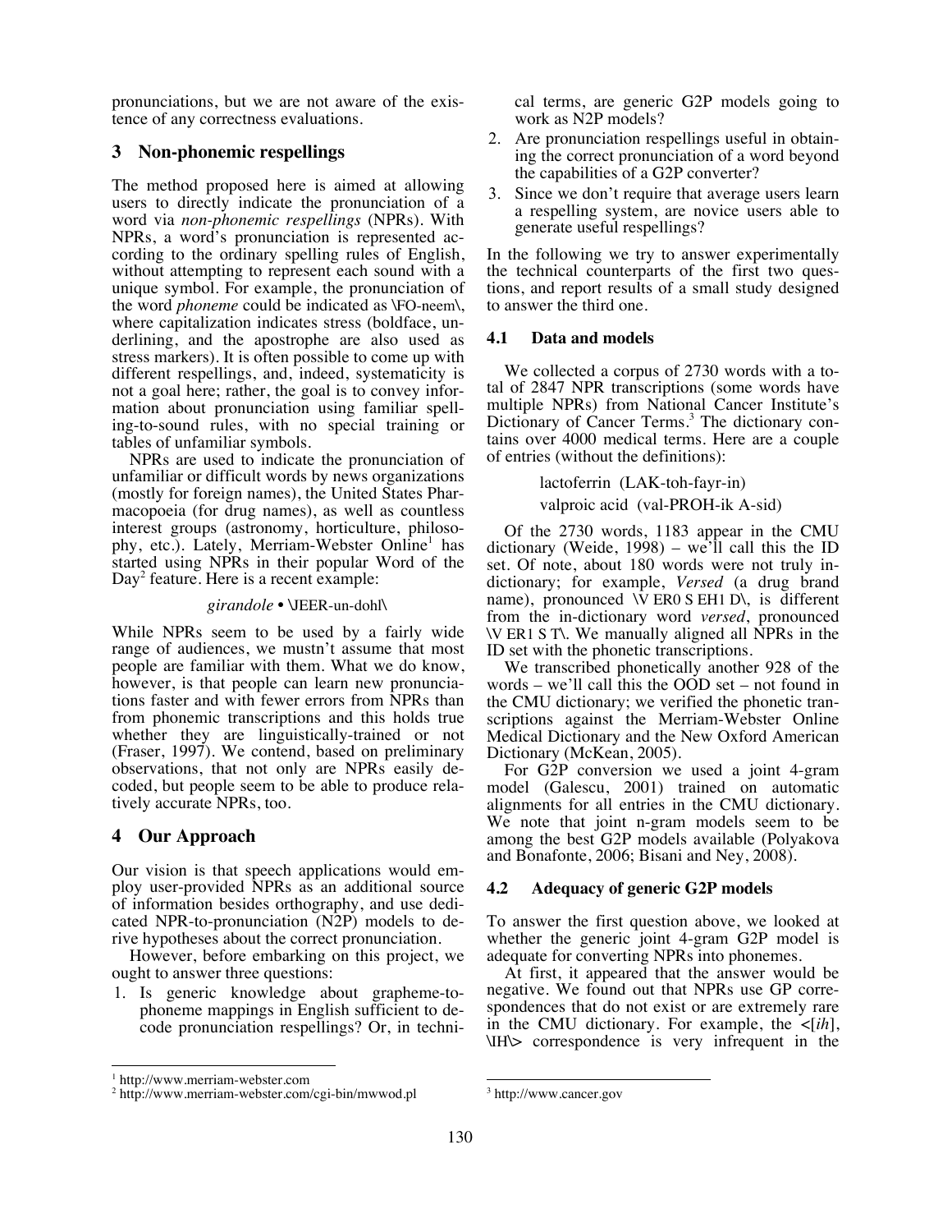pronunciations, but we are not aware of the existence of any correctness evaluations.

## 3 Non-phonemic respellings

The method proposed here is aimed at allowing users to directly indicate the pronunciation of a word via *non-phonemic respellings* (NPRs). With NPRs, a word's pronunciation is represented according to the ordinary spelling rules of English, without attempting to represent each sound with a unique symbol. For example, the pronunciation of the word *phoneme* could be indicated as \FO-neem\, where capitalization indicates stress (boldface, underlining, and the apostrophe are also used as stress markers). It is often possible to come up with different respellings, and, indeed, systematicity is not a goal here; rather, the goal is to convey information about pronunciation using familiar spelling-to-sound rules, with no special training or tables of unfamiliar symbols.

NPRs are used to indicate the pronunciation of unfamiliar or difficult words by news organizations (mostly for foreign names), the United States Pharmacopoeia (for drug names), as well as countless interest groups (astronomy, horticulture, philosophy, etc.). Lately, Merriam-Webster Online[1] has started using NPRs in their popular Word of the Day[2] feature. Here is a recent example:

*girandole* • \JEER-un-dohl\

While NPRs seem to be used by a fairly wide range of audiences, we mustn't assume that most people are familiar with them. What we do know, however, is that people can learn new pronunciations faster and with fewer errors from NPRs than from phonemic transcriptions and this holds true whether they are linguistically-trained or not (Fraser, 1997). We contend, based on preliminary observations, that not only are NPRs easily decoded, but people seem to be able to produce relatively accurate NPRs, too.

## 4 Our Approach

Our vision is that speech applications would employ user-provided NPRs as an additional source of information besides orthography, and use dedicated NPR-to-pronunciation (N2P) models to derive hypotheses about the correct pronunciation.

However, before embarking on this project, we ought to answer three questions:

1. Is generic knowledge about grapheme-to-phoneme mappings in English sufficient to decode pronunciation respellings? Or, in technical terms, are generic G2P models going to work as N2P models?
2. Are pronunciation respellings useful in obtaining the correct pronunciation of a word beyond the capabilities of a G2P converter?
3. Since we don't require that average users learn a respelling system, are novice users able to generate useful respellings?

In the following we try to answer experimentally the technical counterparts of the first two questions, and report results of a small study designed to answer the third one.

### 4.1 Data and models

We collected a corpus of 2730 words with a total of 2847 NPR transcriptions (some words have multiple NPRs) from National Cancer Institute's Dictionary of Cancer Terms.[3] The dictionary contains over 4000 medical terms. Here are a couple of entries (without the definitions):

lactoferrin (LAK-toh-fayr-in)

valproic acid (val-PROH-ik A-sid)

Of the 2730 words, 1183 appear in the CMU dictionary (Weide, 1998) – we'll call this the ID set. Of note, about 180 words were not truly in-dictionary; for example, *Versed* (a drug brand name), pronounced \V ER0 S EH1 D\, is different from the in-dictionary word *versed*, pronounced \V ER1 S T\. We manually aligned all NPRs in the ID set with the phonetic transcriptions.

We transcribed phonetically another 928 of the words – we'll call this the OOD set – not found in the CMU dictionary; we verified the phonetic transcriptions against the Merriam-Webster Online Medical Dictionary and the New Oxford American Dictionary (McKean, 2005).

For G2P conversion we used a joint 4-gram model (Galescu, 2001) trained on automatic alignments for all entries in the CMU dictionary. We note that joint n-gram models seem to be among the best G2P models available (Polyakova and Bonafonte, 2006; Bisani and Ney, 2008).

### 4.2 Adequacy of generic G2P models

To answer the first question above, we looked at whether the generic joint 4-gram G2P model is adequate for converting NPRs into phonemes.

At first, it appeared that the answer would be negative. We found out that NPRs use GP correspondences that do not exist or are extremely rare in the CMU dictionary. For example, the <[*ih*], \IH\> correspondence is very infrequent in the

---

[1] http://www.merriam-webster.com

[2] http://www.merriam-webster.com/cgi-bin/mwwod.pl

[3] http://www.cancer.gov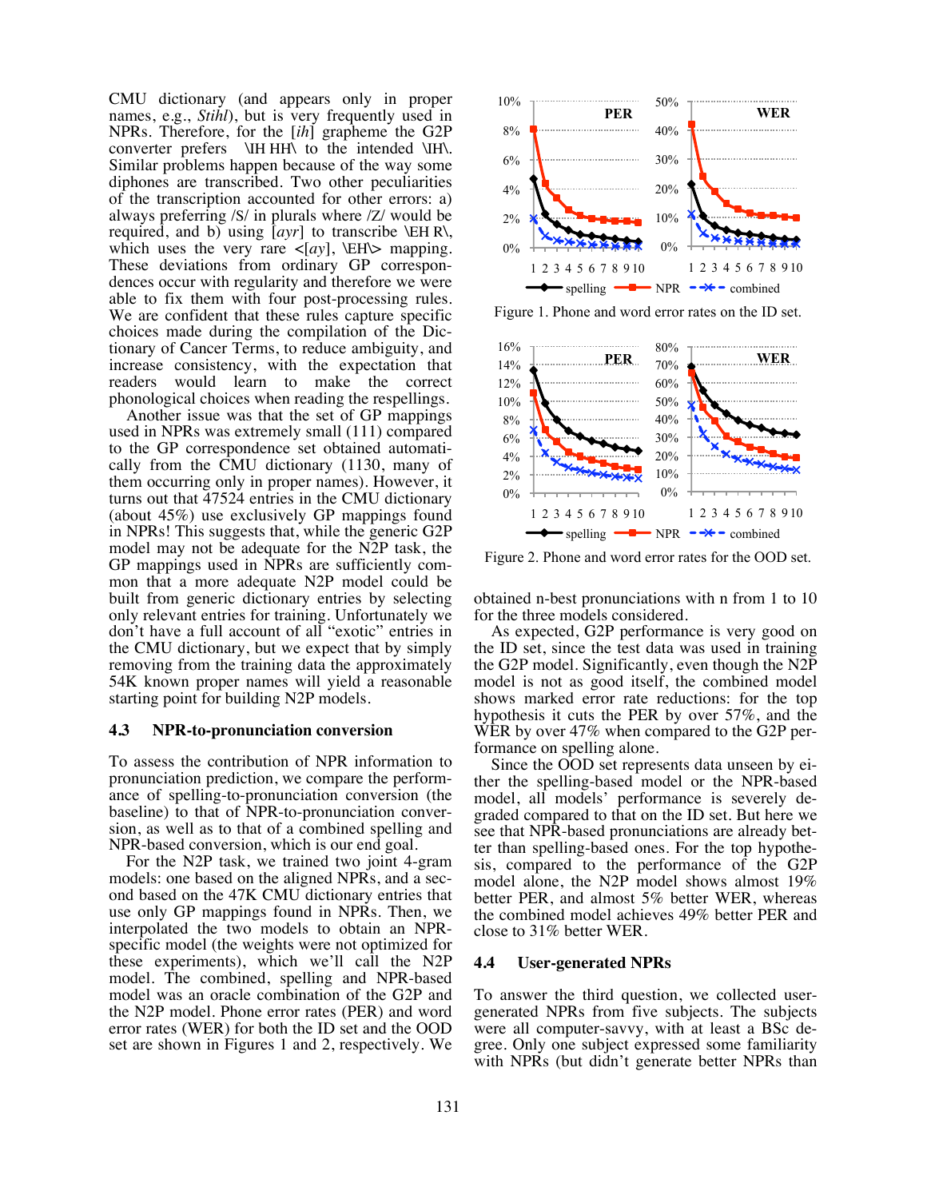CMU dictionary (and appears only in proper names, e.g., *Stihl*), but is very frequently used in NPRs. Therefore, for the [*ih*] grapheme the G2P converter prefers \IH HH\ to the intended \IH\. Similar problems happen because of the way some diphones are transcribed. Two other peculiarities of the transcription accounted for other errors: a) always preferring /S/ in plurals where /Z/ would be required, and b) using [*ayr*] to transcribe \EH R\, which uses the very rare <[*ay*], \EH\> mapping. These deviations from ordinary GP correspondences occur with regularity and therefore we were able to fix them with four post-processing rules. We are confident that these rules capture specific choices made during the compilation of the Dictionary of Cancer Terms, to reduce ambiguity, and increase consistency, with the expectation that readers would learn to make the correct phonological choices when reading the respellings.

Another issue was that the set of GP mappings used in NPRs was extremely small (111) compared to the GP correspondence set obtained automatically from the CMU dictionary (1130, many of them occurring only in proper names). However, it turns out that 47524 entries in the CMU dictionary (about 45%) use exclusively GP mappings found in NPRs! This suggests that, while the generic G2P model may not be adequate for the N2P task, the GP mappings used in NPRs are sufficiently common that a more adequate N2P model could be built from generic dictionary entries by selecting only relevant entries for training. Unfortunately we don't have a full account of all "exotic" entries in the CMU dictionary, but we expect that by simply removing from the training data the approximately 54K known proper names will yield a reasonable starting point for building N2P models.

### 4.3 NPR-to-pronunciation conversion

To assess the contribution of NPR information to pronunciation prediction, we compare the performance of spelling-to-pronunciation conversion (the baseline) to that of NPR-to-pronunciation conversion, as well as to that of a combined spelling and NPR-based conversion, which is our end goal.

For the N2P task, we trained two joint 4-gram models: one based on the aligned NPRs, and a second based on the 47K CMU dictionary entries that use only GP mappings found in NPRs. Then, we interpolated the two models to obtain an NPR-specific model (the weights were not optimized for these experiments), which we'll call the N2P model. The combined, spelling and NPR-based model was an oracle combination of the G2P and the N2P model. Phone error rates (PER) and word error rates (WER) for both the ID set and the OOD set are shown in Figures 1 and 2, respectively. We obtained n-best pronunciations with n from 1 to 10 for the three models considered.

Figure 1. Phone and word error rates on the ID set.

Figure 2. Phone and word error rates for the OOD set.

As expected, G2P performance is very good on the ID set, since the test data was used in training the G2P model. Significantly, even though the N2P model is not as good itself, the combined model shows marked error rate reductions: for the top hypothesis it cuts the PER by over 57%, and the WER by over 47% when compared to the G2P performance on spelling alone.

Since the OOD set represents data unseen by either the spelling-based model or the NPR-based model, all models' performance is severely degraded compared to that on the ID set. But here we see that NPR-based pronunciations are already better than spelling-based ones. For the top hypothesis, compared to the performance of the G2P model alone, the N2P model shows almost 19% better PER, and almost 5% better WER, whereas the combined model achieves 49% better PER and close to 31% better WER.

### 4.4 User-generated NPRs

To answer the third question, we collected user-generated NPRs from five subjects. The subjects were all computer-savvy, with at least a BSc degree. Only one subject expressed some familiarity with NPRs (but didn't generate better NPRs than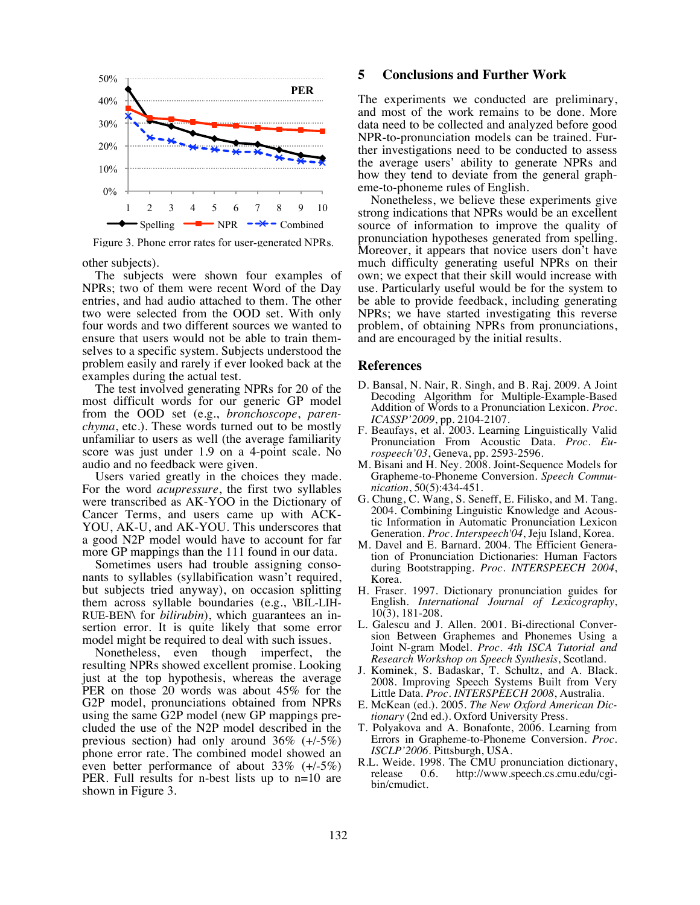50%
40%
30%
20%
10%
0%

PER

1 2 3 4 5 6 7 8 9 10

Spelling NPR Combined

Figure 3. Phone error rates for user-generated NPRs.

other subjects).

The subjects were shown four examples of NPRs; two of them were recent Word of the Day entries, and had audio attached to them. The other two were selected from the OOD set. With only four words and two different sources we wanted to ensure that users would not be able to train themselves to a specific system. Subjects understood the problem easily and rarely if ever looked back at the examples during the actual test.

The test involved generating NPRs for 20 of the most difficult words for our generic GP model from the OOD set (e.g., *bronchoscope*, *parenchyma*, etc.). These words turned out to be mostly unfamiliar to users as well (the average familiarity score was just under 1.9 on a 4-point scale. No audio and no feedback were given.

Users varied greatly in the choices they made. For the word *acupressure*, the first two syllables were transcribed as AK-YOO in the Dictionary of Cancer Terms, and users came up with ACK-YOU, AK-U, and AK-YOU. This underscores that a good N2P model would have to account for far more GP mappings than the 111 found in our data.

Sometimes users had trouble assigning consonants to syllables (syllabification wasn't required, but subjects tried anyway), on occasion splitting them across syllable boundaries (e.g., \BIL-LIH-RUE-BEN\ for *bilirubin*), which guarantees an insertion error. It is quite likely that some error model might be required to deal with such issues.

Nonetheless, even though imperfect, the resulting NPRs showed excellent promise. Looking just at the top hypothesis, whereas the average PER on those 20 words was about 45% for the G2P model, pronunciations obtained from NPRs using the same G2P model (new GP mappings precluded the use of the N2P model described in the previous section) had only around 36% (+/-5%) phone error rate. The combined model showed an even better performance of about 33% (+/-5%) PER. Full results for n-best lists up to n=10 are shown in Figure 3.

## 5 Conclusions and Further Work

The experiments we conducted are preliminary, and most of the work remains to be done. More data need to be collected and analyzed before good NPR-to-pronunciation models can be trained. Further investigations need to be conducted to assess the average users' ability to generate NPRs and how they tend to deviate from the general grapheme-to-phoneme rules of English.

Nonetheless, we believe these experiments give strong indications that NPRs would be an excellent source of information to improve the quality of pronunciation hypotheses generated from spelling. Moreover, it appears that novice users don't have much difficulty generating useful NPRs on their own; we expect that their skill would increase with use. Particularly useful would be for the system to be able to provide feedback, including generating NPRs; we have started investigating this reverse problem, of obtaining NPRs from pronunciations, and are encouraged by the initial results.

## References

D. Bansal, N. Nair, R. Singh, and B. Raj. 2009. A Joint Decoding Algorithm for Multiple-Example-Based Addition of Words to a Pronunciation Lexicon. *Proc. ICASSP'2009*, pp. 2104-2107.

F. Beaufays, et al. 2003. Learning Linguistically Valid Pronunciation From Acoustic Data. *Proc. Eurospeech'03*, Geneva, pp. 2593-2596.

M. Bisani and H. Ney. 2008. Joint-Sequence Models for Grapheme-to-Phoneme Conversion. *Speech Communication*, 50(5):434-451.

G. Chung, C. Wang, S. Seneff, E. Filisko, and M. Tang. 2004. Combining Linguistic Knowledge and Acoustic Information in Automatic Pronunciation Lexicon Generation. *Proc. Interspeech'04*, Jeju Island, Korea.

M. Davel and E. Barnard. 2004. The Efficient Generation of Pronunciation Dictionaries: Human Factors during Bootstrapping. *Proc. INTERSPEECH 2004*, Korea.

H. Fraser. 1997. Dictionary pronunciation guides for English. *International Journal of Lexicography*, 10(3), 181-208.

L. Galescu and J. Allen. 2001. Bi-directional Conversion Between Graphemes and Phonemes Using a Joint N-gram Model. *Proc. 4th ISCA Tutorial and Research Workshop on Speech Synthesis*, Scotland.

J. Kominek, S. Badaskar, T. Schultz, and A. Black. 2008. Improving Speech Systems Built from Very Little Data. *Proc. INTERSPEECH 2008*, Australia.

E. McKean (ed.). 2005. *The New Oxford American Dictionary* (2nd ed.). Oxford University Press.

T. Polyakova and A. Bonafonte, 2006. Learning from Errors in Grapheme-to-Phoneme Conversion. *Proc. ISCLP'2006*. Pittsburgh, USA.

R.L. Weide. 1998. The CMU pronunciation dictionary, release 0.6. http://www.speech.cs.cmu.edu/cgi-bin/cmudict.